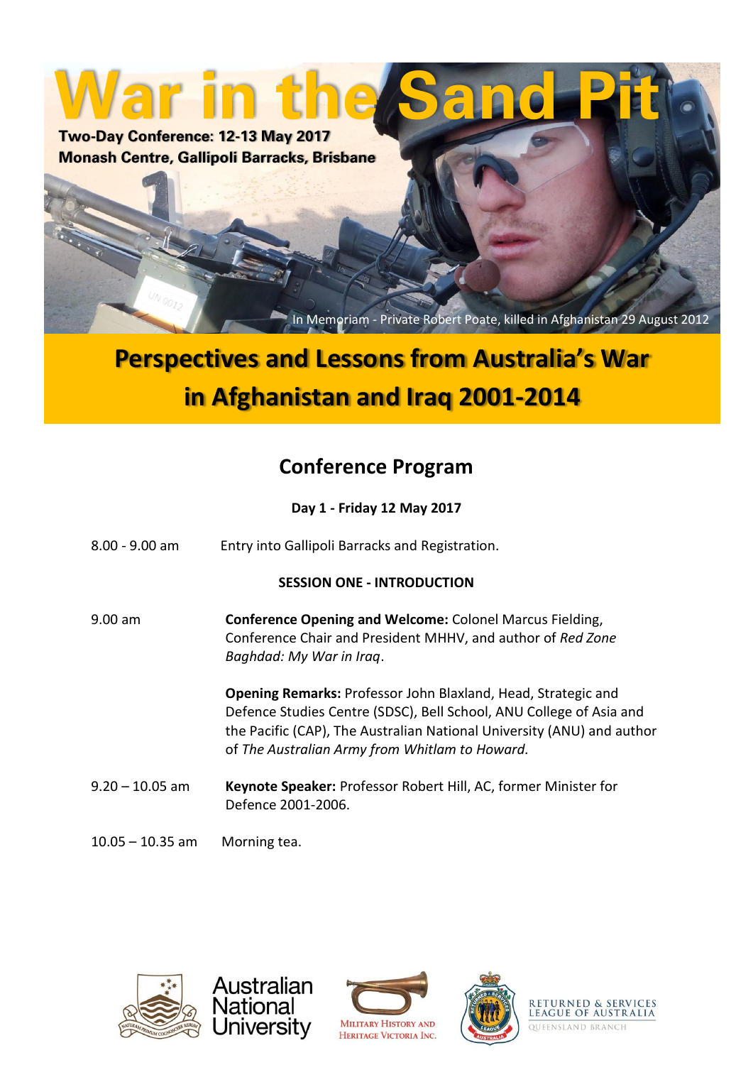# War in the Sand Pit

**Two-Day Conference: 12-13 May 2017**
**Monash Centre, Gallipoli Barracks, Brisbane**

In Memoriam - Private Robert Poate, killed in Afghanistan 29 August 2012

## Perspectives and Lessons from Australia's War in Afghanistan and Iraq 2001-2014

## Conference Program

**Day 1 - Friday 12 May 2017**

8.00 - 9.00 am — Entry into Gallipoli Barracks and Registration.

**SESSION ONE - INTRODUCTION**

9.00 am — **Conference Opening and Welcome:** Colonel Marcus Fielding, Conference Chair and President MHHV, and author of *Red Zone Baghdad: My War in Iraq*.

**Opening Remarks:** Professor John Blaxland, Head, Strategic and Defence Studies Centre (SDSC), Bell School, ANU College of Asia and the Pacific (CAP), The Australian National University (ANU) and author of *The Australian Army from Whitlam to Howard.*

9.20 – 10.05 am — **Keynote Speaker:** Professor Robert Hill, AC, former Minister for Defence 2001-2006.

10.05 – 10.35 am — Morning tea.

Australian National University

Military History and Heritage Victoria Inc.

Returned & Services League of Australia
Queensland Branch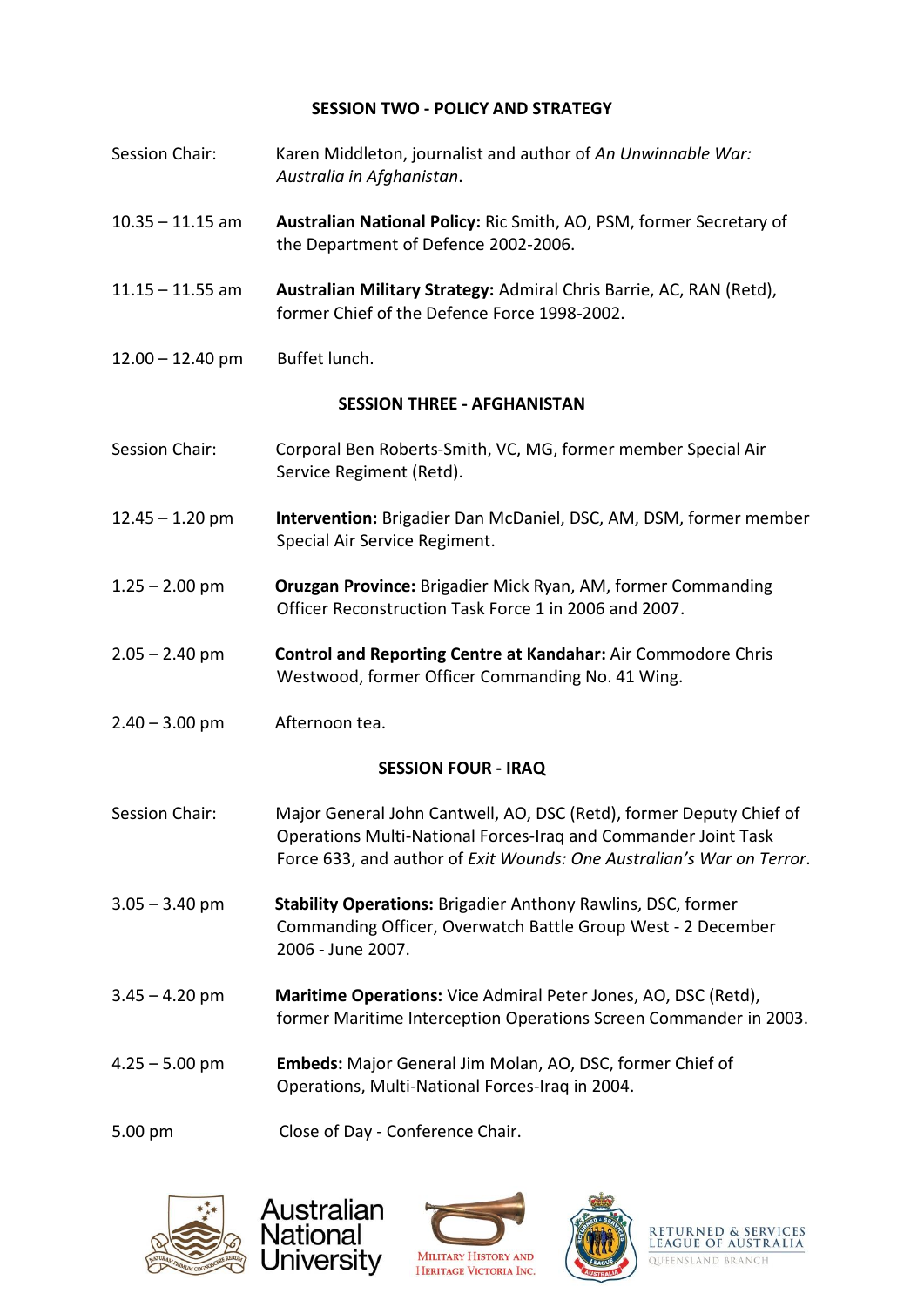## SESSION TWO - POLICY AND STRATEGY

| | |
|---|---|
| Session Chair: | Karen Middleton, journalist and author of *An Unwinnable War: Australia in Afghanistan*. |
| 10.35 – 11.15 am | **Australian National Policy:** Ric Smith, AO, PSM, former Secretary of the Department of Defence 2002-2006. |
| 11.15 – 11.55 am | **Australian Military Strategy:** Admiral Chris Barrie, AC, RAN (Retd), former Chief of the Defence Force 1998-2002. |
| 12.00 – 12.40 pm | Buffet lunch. |

## SESSION THREE - AFGHANISTAN

| | |
|---|---|
| Session Chair: | Corporal Ben Roberts-Smith, VC, MG, former member Special Air Service Regiment (Retd). |
| 12.45 – 1.20 pm | **Intervention:** Brigadier Dan McDaniel, DSC, AM, DSM, former member Special Air Service Regiment. |
| 1.25 – 2.00 pm | **Oruzgan Province:** Brigadier Mick Ryan, AM, former Commanding Officer Reconstruction Task Force 1 in 2006 and 2007. |
| 2.05 – 2.40 pm | **Control and Reporting Centre at Kandahar:** Air Commodore Chris Westwood, former Officer Commanding No. 41 Wing. |
| 2.40 – 3.00 pm | Afternoon tea. |

## SESSION FOUR - IRAQ

| | |
|---|---|
| Session Chair: | Major General John Cantwell, AO, DSC (Retd), former Deputy Chief of Operations Multi-National Forces-Iraq and Commander Joint Task Force 633, and author of *Exit Wounds: One Australian's War on Terror*. |
| 3.05 – 3.40 pm | **Stability Operations:** Brigadier Anthony Rawlins, DSC, former Commanding Officer, Overwatch Battle Group West - 2 December 2006 - June 2007. |
| 3.45 – 4.20 pm | **Maritime Operations:** Vice Admiral Peter Jones, AO, DSC (Retd), former Maritime Interception Operations Screen Commander in 2003. |
| 4.25 – 5.00 pm | **Embeds:** Major General Jim Molan, AO, DSC, former Chief of Operations, Multi-National Forces-Iraq in 2004. |
| 5.00 pm | Close of Day - Conference Chair. |

Australian National University

Military History and Heritage Victoria Inc.

Returned & Services League of Australia Queensland Branch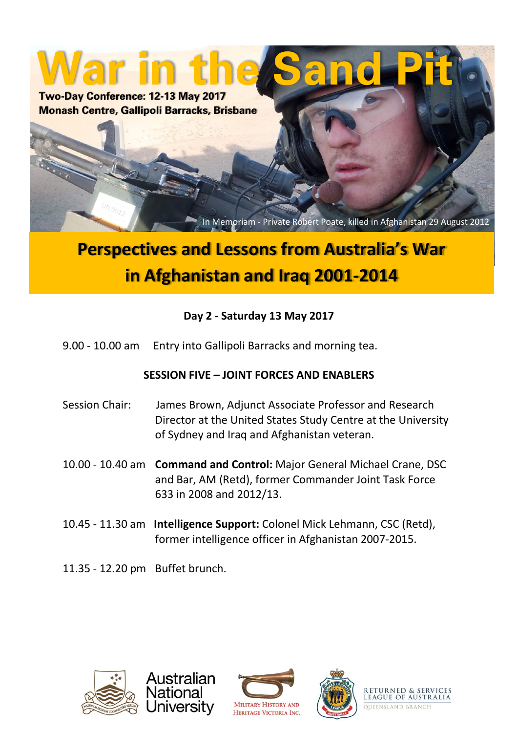# War in the Sand Pit

**Two-Day Conference: 12-13 May 2017**
**Monash Centre, Gallipoli Barracks, Brisbane**

In Memoriam - Private Robert Poate, killed in Afghanistan 29 August 2012

## Perspectives and Lessons from Australia's War in Afghanistan and Iraq 2001-2014

### Day 2 - Saturday 13 May 2017

9.00 - 10.00 am Entry into Gallipoli Barracks and morning tea.

**SESSION FIVE – JOINT FORCES AND ENABLERS**

Session Chair: James Brown, Adjunct Associate Professor and Research Director at the United States Study Centre at the University of Sydney and Iraq and Afghanistan veteran.

10.00 - 10.40 am **Command and Control:** Major General Michael Crane, DSC and Bar, AM (Retd), former Commander Joint Task Force 633 in 2008 and 2012/13.

10.45 - 11.30 am **Intelligence Support:** Colonel Mick Lehmann, CSC (Retd), former intelligence officer in Afghanistan 2007-2015.

11.35 - 12.20 pm Buffet brunch.

Australian National University

Military History and Heritage Victoria Inc.

Returned & Services League of Australia Queensland Branch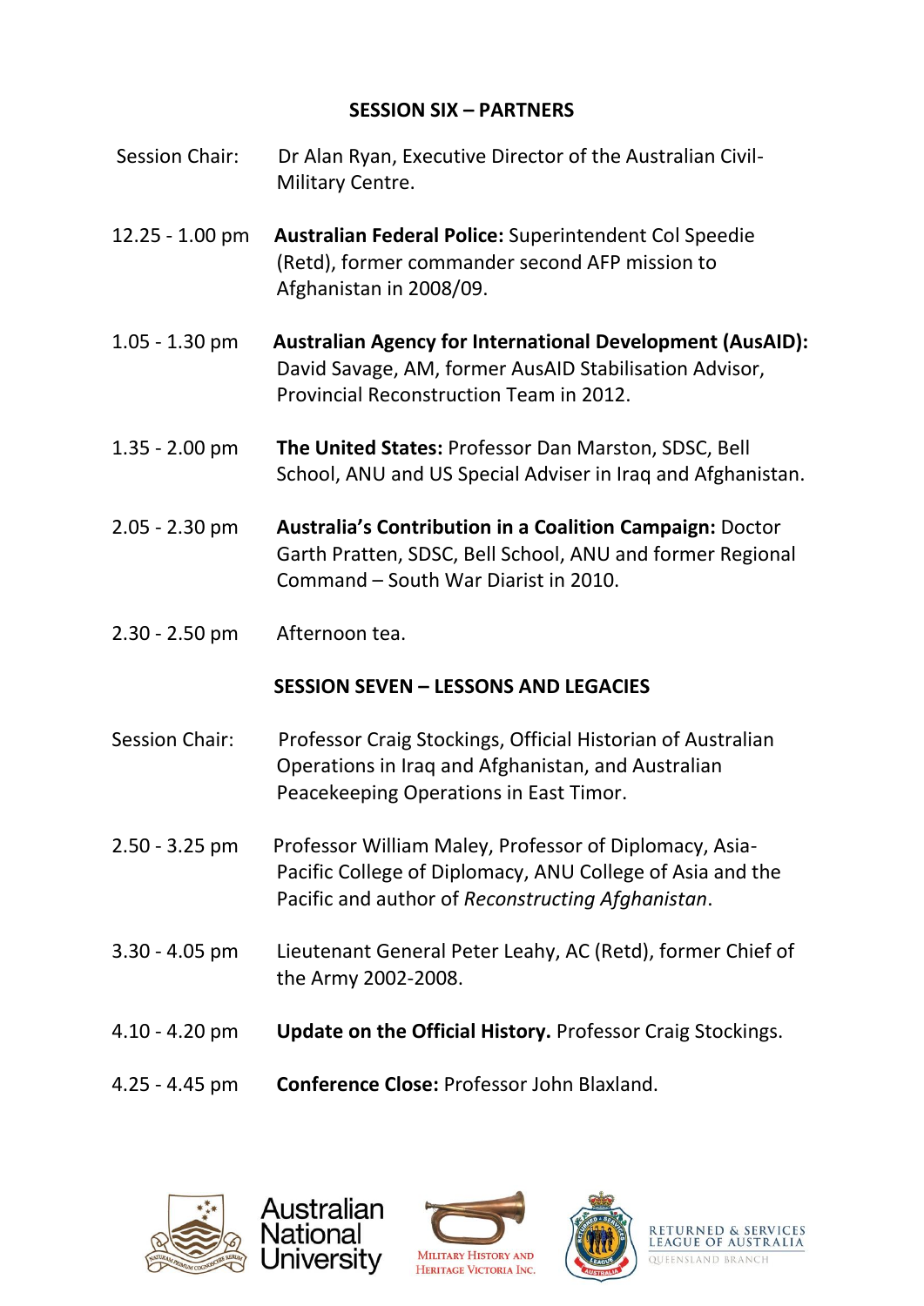## SESSION SIX – PARTNERS

| | |
|---|---|
| Session Chair: | Dr Alan Ryan, Executive Director of the Australian Civil-Military Centre. |
| 12.25 - 1.00 pm | **Australian Federal Police:** Superintendent Col Speedie (Retd), former commander second AFP mission to Afghanistan in 2008/09. |
| 1.05 - 1.30 pm | **Australian Agency for International Development (AusAID):** David Savage, AM, former AusAID Stabilisation Advisor, Provincial Reconstruction Team in 2012. |
| 1.35 - 2.00 pm | **The United States:** Professor Dan Marston, SDSC, Bell School, ANU and US Special Adviser in Iraq and Afghanistan. |
| 2.05 - 2.30 pm | **Australia's Contribution in a Coalition Campaign:** Doctor Garth Pratten, SDSC, Bell School, ANU and former Regional Command – South War Diarist in 2010. |
| 2.30 - 2.50 pm | Afternoon tea. |

## SESSION SEVEN – LESSONS AND LEGACIES

| | |
|---|---|
| Session Chair: | Professor Craig Stockings, Official Historian of Australian Operations in Iraq and Afghanistan, and Australian Peacekeeping Operations in East Timor. |
| 2.50 - 3.25 pm | Professor William Maley, Professor of Diplomacy, Asia-Pacific College of Diplomacy, ANU College of Asia and the Pacific and author of *Reconstructing Afghanistan*. |
| 3.30 - 4.05 pm | Lieutenant General Peter Leahy, AC (Retd), former Chief of the Army 2002-2008. |
| 4.10 - 4.20 pm | **Update on the Official History.** Professor Craig Stockings. |
| 4.25 - 4.45 pm | **Conference Close:** Professor John Blaxland. |

Australian National University

Military History and Heritage Victoria Inc.

Returned & Services League of Australia Queensland Branch